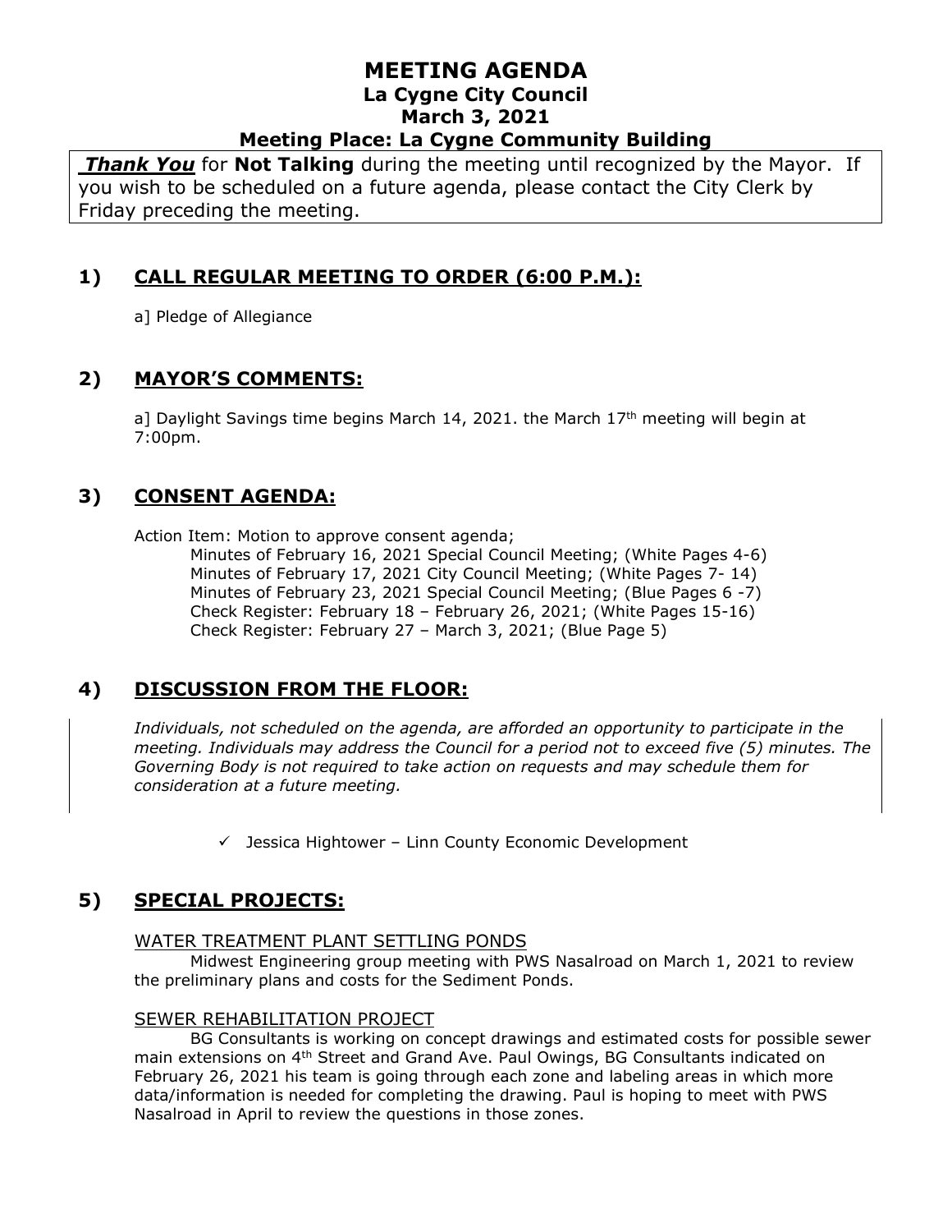# MEETING AGENDA
## La Cygne City Council
## March 3, 2021
## Meeting Place: La Cygne Community Building

***Thank You*** for **Not Talking** during the meeting until recognized by the Mayor. If you wish to be scheduled on a future agenda, please contact the City Clerk by Friday preceding the meeting.

## 1) CALL REGULAR MEETING TO ORDER (6:00 P.M.):

a] Pledge of Allegiance

## 2) MAYOR'S COMMENTS:

a] Daylight Savings time begins March 14, 2021. the March 17th meeting will begin at 7:00pm.

## 3) CONSENT AGENDA:

Action Item: Motion to approve consent agenda;

Minutes of February 16, 2021 Special Council Meeting; (White Pages 4-6)
Minutes of February 17, 2021 City Council Meeting; (White Pages 7- 14)
Minutes of February 23, 2021 Special Council Meeting; (Blue Pages 6 -7)
Check Register: February 18 – February 26, 2021; (White Pages 15-16)
Check Register: February 27 – March 3, 2021; (Blue Page 5)

## 4) DISCUSSION FROM THE FLOOR:

*Individuals, not scheduled on the agenda, are afforded an opportunity to participate in the meeting. Individuals may address the Council for a period not to exceed five (5) minutes. The Governing Body is not required to take action on requests and may schedule them for consideration at a future meeting.*

- ✓ Jessica Hightower – Linn County Economic Development

## 5) SPECIAL PROJECTS:

WATER TREATMENT PLANT SETTLING PONDS

Midwest Engineering group meeting with PWS Nasalroad on March 1, 2021 to review the preliminary plans and costs for the Sediment Ponds.

SEWER REHABILITATION PROJECT

BG Consultants is working on concept drawings and estimated costs for possible sewer main extensions on 4th Street and Grand Ave. Paul Owings, BG Consultants indicated on February 26, 2021 his team is going through each zone and labeling areas in which more data/information is needed for completing the drawing. Paul is hoping to meet with PWS Nasalroad in April to review the questions in those zones.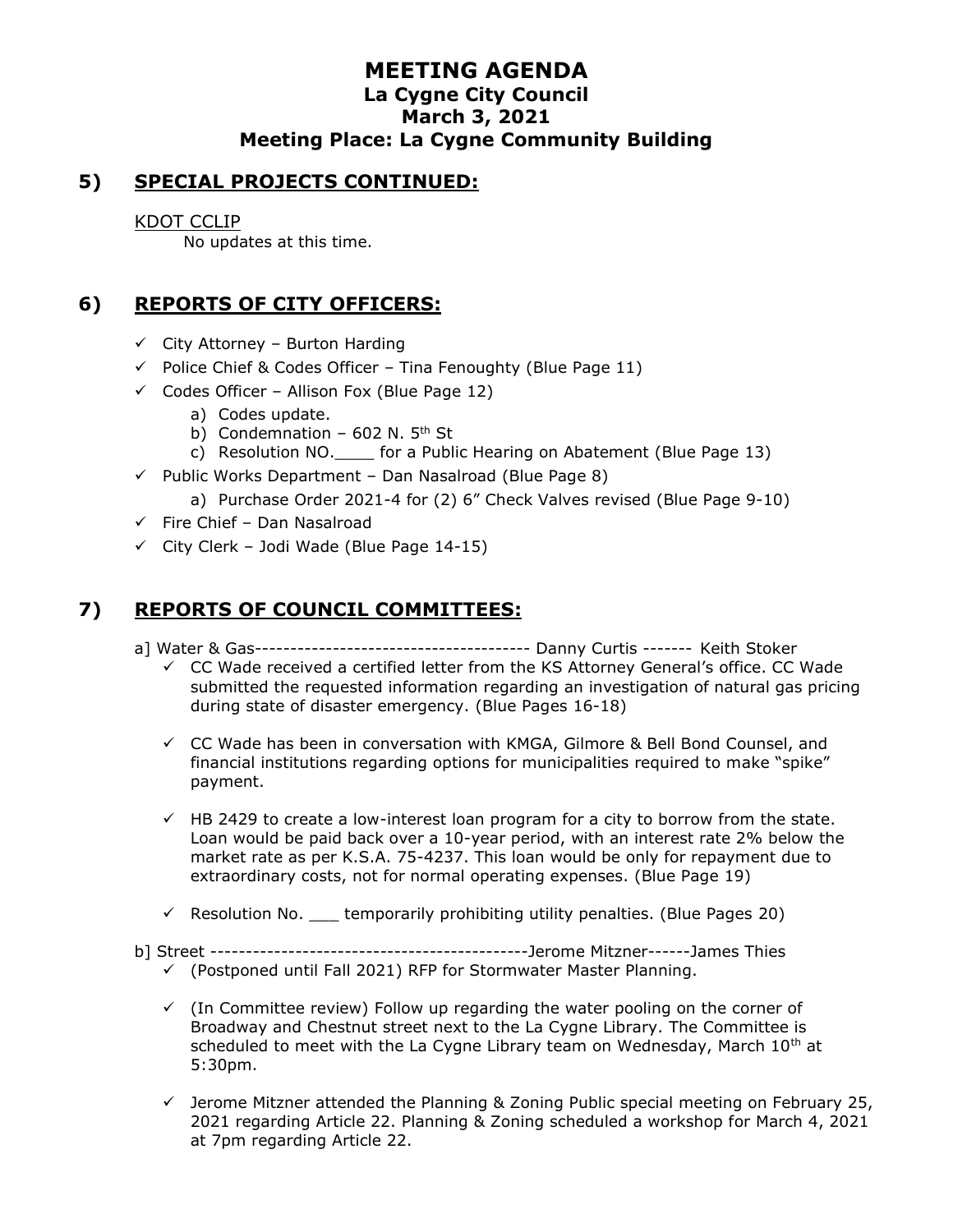# MEETING AGENDA
## La Cygne City Council
## March 3, 2021
## Meeting Place: La Cygne Community Building

## 5) SPECIAL PROJECTS CONTINUED:

KDOT CCLIP

No updates at this time.

## 6) REPORTS OF CITY OFFICERS:

- ✓ City Attorney – Burton Harding
- ✓ Police Chief & Codes Officer – Tina Fenoughty (Blue Page 11)
- ✓ Codes Officer – Allison Fox (Blue Page 12)
    - a) Codes update.
    - b) Condemnation – 602 N. 5th St
    - c) Resolution NO.____ for a Public Hearing on Abatement (Blue Page 13)
- ✓ Public Works Department – Dan Nasalroad (Blue Page 8)
    - a) Purchase Order 2021-4 for (2) 6" Check Valves revised (Blue Page 9-10)
- ✓ Fire Chief – Dan Nasalroad
- ✓ City Clerk – Jodi Wade (Blue Page 14-15)

## 7) REPORTS OF COUNCIL COMMITTEES:

a] Water & Gas--------------------------------------- Danny Curtis ------- Keith Stoker

- ✓ CC Wade received a certified letter from the KS Attorney General's office. CC Wade submitted the requested information regarding an investigation of natural gas pricing during state of disaster emergency. (Blue Pages 16-18)
- ✓ CC Wade has been in conversation with KMGA, Gilmore & Bell Bond Counsel, and financial institutions regarding options for municipalities required to make "spike" payment.
- ✓ HB 2429 to create a low-interest loan program for a city to borrow from the state. Loan would be paid back over a 10-year period, with an interest rate 2% below the market rate as per K.S.A. 75-4237. This loan would be only for repayment due to extraordinary costs, not for normal operating expenses. (Blue Page 19)
- ✓ Resolution No. ___ temporarily prohibiting utility penalties. (Blue Pages 20)

b] Street --------------------------------------------Jerome Mitzner------James Thies

- ✓ (Postponed until Fall 2021) RFP for Stormwater Master Planning.
- ✓ (In Committee review) Follow up regarding the water pooling on the corner of Broadway and Chestnut street next to the La Cygne Library. The Committee is scheduled to meet with the La Cygne Library team on Wednesday, March 10th at 5:30pm.
- ✓ Jerome Mitzner attended the Planning & Zoning Public special meeting on February 25, 2021 regarding Article 22. Planning & Zoning scheduled a workshop for March 4, 2021 at 7pm regarding Article 22.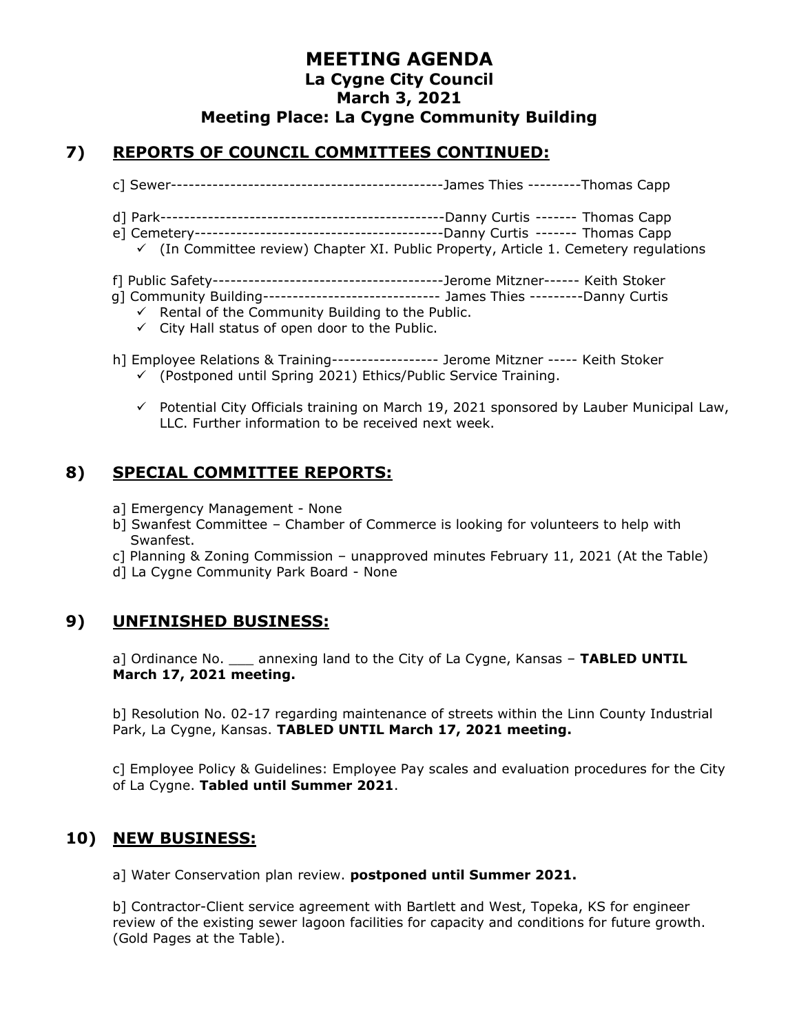# MEETING AGENDA
## La Cygne City Council
## March 3, 2021
## Meeting Place: La Cygne Community Building

## 7) REPORTS OF COUNCIL COMMITTEES CONTINUED:

c] Sewer----------------------------------------------James Thies ---------Thomas Capp

d] Park------------------------------------------------Danny Curtis ------- Thomas Capp

e] Cemetery------------------------------------------Danny Curtis ------- Thomas Capp

- ✓ (In Committee review) Chapter XI. Public Property, Article 1. Cemetery regulations

f] Public Safety---------------------------------------Jerome Mitzner------ Keith Stoker

g] Community Building------------------------------ James Thies ---------Danny Curtis

- ✓ Rental of the Community Building to the Public.
- ✓ City Hall status of open door to the Public.

h] Employee Relations & Training------------------ Jerome Mitzner ----- Keith Stoker

- ✓ (Postponed until Spring 2021) Ethics/Public Service Training.
- ✓ Potential City Officials training on March 19, 2021 sponsored by Lauber Municipal Law, LLC. Further information to be received next week.

## 8) SPECIAL COMMITTEE REPORTS:

a] Emergency Management - None

b] Swanfest Committee – Chamber of Commerce is looking for volunteers to help with Swanfest.

c] Planning & Zoning Commission – unapproved minutes February 11, 2021 (At the Table)

d] La Cygne Community Park Board - None

## 9) UNFINISHED BUSINESS:

a] Ordinance No. ___ annexing land to the City of La Cygne, Kansas – **TABLED UNTIL March 17, 2021 meeting.**

b] Resolution No. 02-17 regarding maintenance of streets within the Linn County Industrial Park, La Cygne, Kansas. **TABLED UNTIL March 17, 2021 meeting.**

c] Employee Policy & Guidelines: Employee Pay scales and evaluation procedures for the City of La Cygne. **Tabled until Summer 2021**.

## 10) NEW BUSINESS:

a] Water Conservation plan review. **postponed until Summer 2021.**

b] Contractor-Client service agreement with Bartlett and West, Topeka, KS for engineer review of the existing sewer lagoon facilities for capacity and conditions for future growth. (Gold Pages at the Table).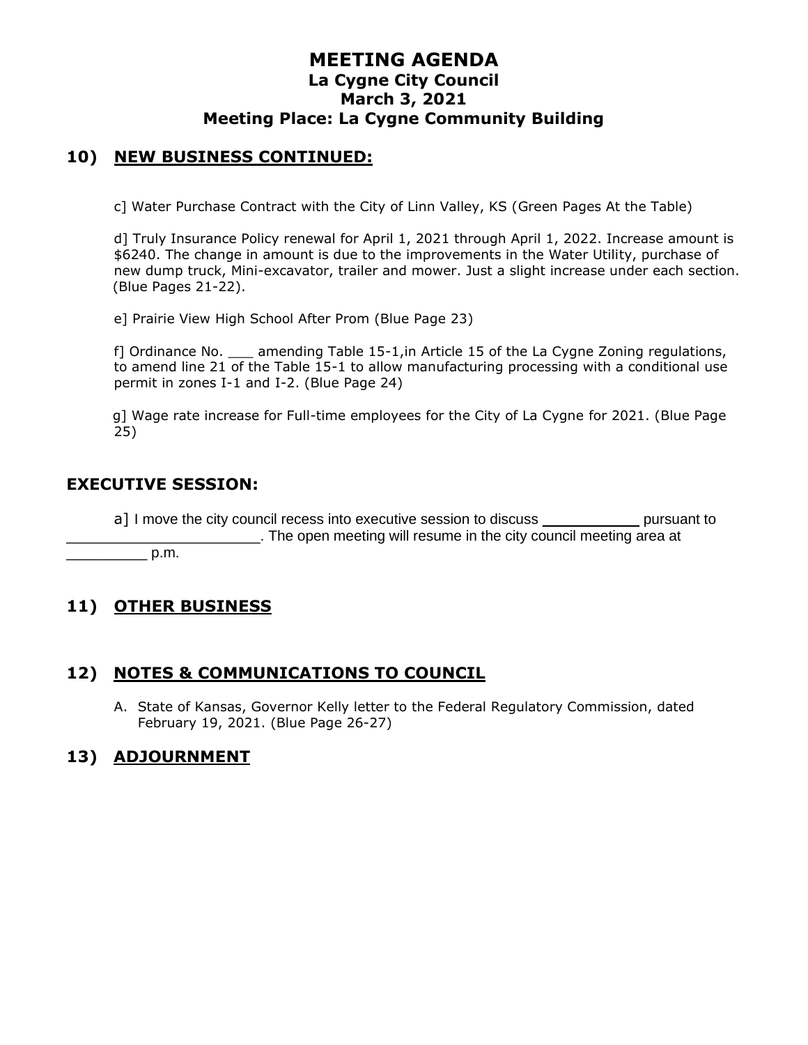# MEETING AGENDA
## La Cygne City Council
## March 3, 2021
## Meeting Place: La Cygne Community Building

## 10) NEW BUSINESS CONTINUED:

c] Water Purchase Contract with the City of Linn Valley, KS (Green Pages At the Table)

d] Truly Insurance Policy renewal for April 1, 2021 through April 1, 2022. Increase amount is $6240. The change in amount is due to the improvements in the Water Utility, purchase of new dump truck, Mini-excavator, trailer and mower. Just a slight increase under each section. (Blue Pages 21-22).

e] Prairie View High School After Prom (Blue Page 23)

f] Ordinance No. ___ amending Table 15-1,in Article 15 of the La Cygne Zoning regulations, to amend line 21 of the Table 15-1 to allow manufacturing processing with a conditional use permit in zones I-1 and I-2. (Blue Page 24)

g] Wage rate increase for Full-time employees for the City of La Cygne for 2021. (Blue Page 25)

## EXECUTIVE SESSION:

a] I move the city council recess into executive session to discuss ___________ pursuant to _______________________. The open meeting will resume in the city council meeting area at _________ p.m.

## 11) OTHER BUSINESS

## 12) NOTES & COMMUNICATIONS TO COUNCIL

A. State of Kansas, Governor Kelly letter to the Federal Regulatory Commission, dated February 19, 2021. (Blue Page 26-27)

## 13) ADJOURNMENT